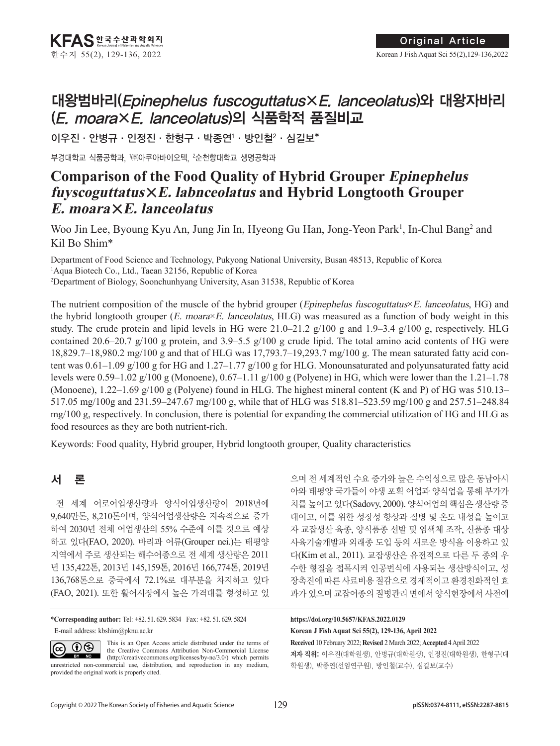Original Article

# 대왕범바리(*Epinephelus fuscoguttatus*×*E. lanceolatus*)와 대왕자바리(*E. moara*×*E. lanceolatus*)의 식품학적 품질비교

이우진 · 안병규 · 인정진 · 한형구 · 박종연[1] · 방인철[2] · 심길보*

부경대학교 식품공학과, [1]㈜아쿠아바이오텍, [2]순천향대학교 생명공학과

# Comparison of the Food Quality of Hybrid Grouper *Epinephelus fuyscoguttatus*×*E. labnceolatus* and Hybrid Longtooth Grouper *E. moara*×*E. lanceolatus*

Woo Jin Lee, Byoung Kyu An, Jung Jin In, Hyeong Gu Han, Jong-Yeon Park[1], In-Chul Bang[2] and Kil Bo Shim*

Department of Food Science and Technology, Pukyong National University, Busan 48513, Republic of Korea
[1]Aqua Biotech Co., Ltd., Taean 32156, Republic of Korea
[2]Department of Biology, Soonchunhyang University, Asan 31538, Republic of Korea

The nutrient composition of the muscle of the hybrid grouper (*Epinephelus fuscoguttatus*×*E. lanceolatus*, HG) and the hybrid longtooth grouper (*E. moara*×*E. lanceolatus*, HLG) was measured as a function of body weight in this study. The crude protein and lipid levels in HG were 21.0–21.2 g/100 g and 1.9–3.4 g/100 g, respectively. HLG contained 20.6–20.7 g/100 g protein, and 3.9–5.5 g/100 g crude lipid. The total amino acid contents of HG were 18,829.7–18,980.2 mg/100 g and that of HLG was 17,793.7–19,293.7 mg/100 g. The mean saturated fatty acid content was 0.61–1.09 g/100 g for HG and 1.27–1.77 g/100 g for HLG. Monounsaturated and polyunsaturated fatty acid levels were 0.59–1.02 g/100 g (Monoene), 0.67–1.11 g/100 g (Polyene) in HG, which were lower than the 1.21–1.78 (Monoene), 1.22–1.69 g/100 g (Polyene) found in HLG. The highest mineral content (K and P) of HG was 510.13–517.05 mg/100g and 231.59–247.67 mg/100 g, while that of HLG was 518.81–523.59 mg/100 g and 257.51–248.84 mg/100 g, respectively. In conclusion, there is potential for expanding the commercial utilization of HG and HLG as food resources as they are both nutrient-rich.

Keywords: Food quality, Hybrid grouper, Hybrid longtooth grouper, Quality characteristics

## 서 론

전 세계 어로어업생산량과 양식어업생산량이 2018년에 9,640만톤, 8,210톤이며, 양식어업생산량은 지속적으로 증가하여 2030년 전체 어업생산의 55% 수준에 이를 것으로 예상하고 있다(FAO, 2020). 바리과 어류(Grouper nei.)는 태평양 지역에서 주로 생산되는 해수어종으로 전 세계 생산량은 2011년 135,422톤, 2013년 145,159톤, 2016년 166,774톤, 2019년 136,768톤으로 중국에서 72.1%로 대부분을 차지하고 있다(FAO, 2021). 또한 활어시장에서 높은 가격대를 형성하고 있으며 전 세계적인 수요 증가와 높은 수익성으로 많은 동남아시아와 태평양 국가들이 야생 포획 어업과 양식업을 통해 부가가치를 높이고 있다(Sadovy, 2000). 양식어업의 핵심은 생산량 증대이고, 이를 위한 성장성 향상과 질병 및 온도 내성을 높이고자 교잡생산 육종, 양식품종 선발 및 염색체 조작, 신품종 대상 사육기술개발과 외래종 도입 등의 새로운 방식을 이용하고 있다(Kim et al., 2011). 교잡생산은 유전적으로 다른 두 종의 우수한 형질을 접목시켜 인공번식에 사용되는 생산방식이고, 성장촉진에 따른 사료비용 절감으로 경제적이고 환경친화적인 효과가 있으며 교잡어종의 질병관리 면에서 양식현장에서 사전예

*Corresponding author: Tel: +82. 51. 629. 5834 Fax: +82. 51. 629. 5824
E-mail address: kbshim@pknu.ac.kr

This is an Open Access article distributed under the terms of the Creative Commons Attribution Non-Commercial License (http://creativecommons.org/licenses/by-nc/3.0/) which permits unrestricted non-commercial use, distribution, and reproduction in any medium, provided the original work is properly cited.

https://doi.org/10.5657/KFAS.2022.0129
Korean J Fish Aquat Sci 55(2), 129-136, April 2022
Received 10 February 2022; Revised 2 March 2022; Accepted 4 April 2022
저자 직위: 이우진(대학원생), 안병규(대학원생), 인정진(대학원생), 한형구(대학원생), 박종연(선임연구원), 방인철(교수), 심길보(교수)

Copyright © 2022 The Korean Society of Fisheries and Aquatic Science
pISSN:0374-8111, eISSN:2287-8815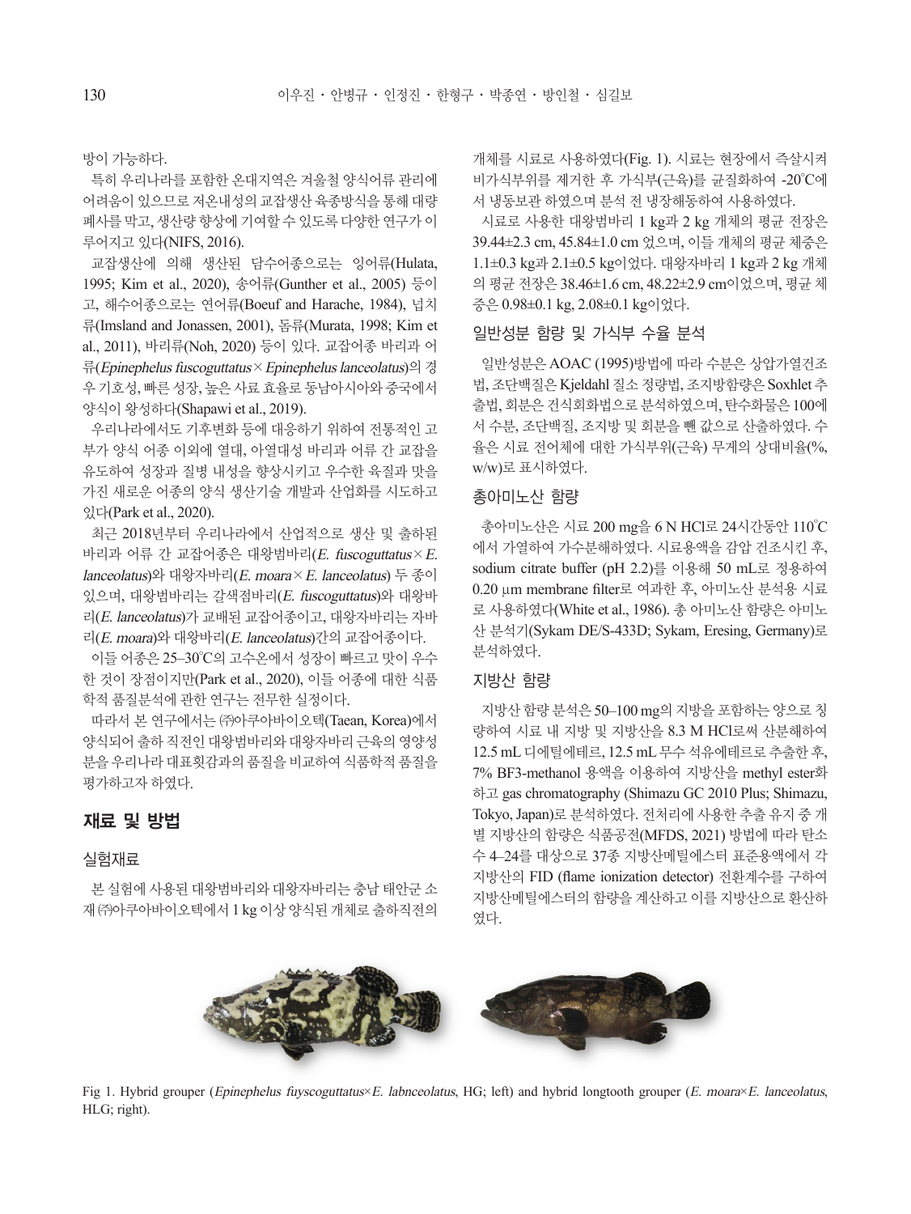방이 가능하다.

특히 우리나라를 포함한 온대지역은 겨울철 양식어류 관리에 어려움이 있으므로 저온내성의 교잡생산 육종방식을 통해 대량 폐사를 막고, 생산량 향상에 기여할 수 있도록 다양한 연구가 이루어지고 있다(NIFS, 2016).

교잡생산에 의해 생산된 담수어종으로는 잉어류(Hulata, 1995; Kim et al., 2020), 송어류(Gunther et al., 2005) 등이고, 해수어종으로는 연어류(Boeuf and Harache, 1984), 넙치류(Imsland and Jonassen, 2001), 돔류(Murata, 1998; Kim et al., 2011), 바리류(Noh, 2020) 등이 있다. 교잡어종 바리과 어류(*Epinephelus fuscoguttatus*×*Epinephelus lanceolatus*)의 경우 기호성, 빠른 성장, 높은 사료 효율로 동남아시아와 중국에서 양식이 왕성하다(Shapawi et al., 2019).

우리나라에서도 기후변화 등에 대응하기 위하여 전통적인 고부가 양식 어종 이외에 열대, 아열대성 바리과 어류 간 교잡을 유도하여 성장과 질병 내성을 향상시키고 우수한 육질과 맛을 가진 새로운 어종의 양식 생산기술 개발과 산업화를 시도하고 있다(Park et al., 2020).

최근 2018년부터 우리나라에서 산업적으로 생산 및 출하된 바리과 어류 간 교잡어종은 대왕범바리(*E. fuscoguttatus*×*E. lanceolatus*)와 대왕자바리(*E. moara*×*E. lanceolatus*) 두 종이 있으며, 대왕범바리는 갈색점바리(*E. fuscoguttatus*)와 대왕바리(*E. lanceolatus*)가 교배된 교잡어종이고, 대왕자바리는 자바리(*E. moara*)와 대왕바리(*E. lanceolatus*)간의 교잡어종이다.

이들 어종은 25–30°C의 고수온에서 성장이 빠르고 맛이 우수한 것이 장점이지만(Park et al., 2020), 이들 어종에 대한 식품학적 품질분석에 관한 연구는 전무한 실정이다.

따라서 본 연구에서는 ㈜아쿠아바이오텍(Taean, Korea)에서 양식되어 출하 직전인 대왕범바리와 대왕자바리 근육의 영양성분을 우리나라 대표횟감과의 품질을 비교하여 식품학적 품질을 평가하고자 하였다.

## 재료 및 방법

### 실험재료

본 실험에 사용된 대왕범바리와 대왕자바리는 충남 태안군 소재 ㈜아쿠아바이오텍에서 1 kg 이상 양식된 개체로 출하직전의 개체를 시료로 사용하였다(Fig. 1). 시료는 현장에서 즉살시켜 비가식부위를 제거한 후 가식부(근육)를 균질화하여 -20°C에서 냉동보관 하였으며 분석 전 냉장해동하여 사용하였다.

시료로 사용한 대왕범바리 1 kg과 2 kg 개체의 평균 전장은 39.44±2.3 cm, 45.84±1.0 cm 었으며, 이들 개체의 평균 체중은 1.1±0.3 kg과 2.1±0.5 kg이었다. 대왕자바리 1 kg과 2 kg 개체의 평균 전장은 38.46±1.6 cm, 48.22±2.9 cm이었으며, 평균 체중은 0.98±0.1 kg, 2.08±0.1 kg이었다.

### 일반성분 함량 및 가식부 수율 분석

일반성분은 AOAC (1995)방법에 따라 수분은 상압가열건조법, 조단백질은 Kjeldahl 질소 정량법, 조지방함량은 Soxhlet 추출법, 회분은 건식회화법으로 분석하였으며, 탄수화물은 100에서 수분, 조단백질, 조지방 및 회분을 뺀 값으로 산출하였다. 수율은 시료 전어체에 대한 가식부위(근육) 무게의 상대비율(%, w/w)로 표시하였다.

### 총아미노산 함량

총아미노산은 시료 200 mg을 6 N HCl로 24시간동안 110°C에서 가열하여 가수분해하였다. 시료용액을 감압 건조시킨 후, sodium citrate buffer (pH 2.2)를 이용해 50 mL로 정용하여 0.20 μm membrane filter로 여과한 후, 아미노산 분석용 시료로 사용하였다(White et al., 1986). 총 아미노산 함량은 아미노산 분석기(Sykam DE/S-433D; Sykam, Eresing, Germany)로 분석하였다.

### 지방산 함량

지방산 함량 분석은 50–100 mg의 지방을 포함하는 양으로 칭량하여 시료 내 지방 및 지방산을 8.3 M HCl로써 산분해하여 12.5 mL 디에틸에테르, 12.5 mL 무수 석유에테르로 추출한 후, 7% BF3-methanol 용액을 이용하여 지방산을 methyl ester화하고 gas chromatography (Shimazu GC 2010 Plus; Shimazu, Tokyo, Japan)로 분석하였다. 전처리에 사용한 추출 유지 중 개별 지방산의 함량은 식품공전(MFDS, 2021) 방법에 따라 탄소수 4–24를 대상으로 37종 지방산메틸에스터 표준용액에서 각 지방산의 FID (flame ionization detector) 전환계수를 구하여 지방산메틸에스터의 함량을 계산하고 이를 지방산으로 환산하였다.

Fig 1. Hybrid grouper (*Epinephelus fuyscoguttatus*×*E. labnceolatus*, HG; left) and hybrid longtooth grouper (*E. moara*×*E. lanceolatus*, HLG; right).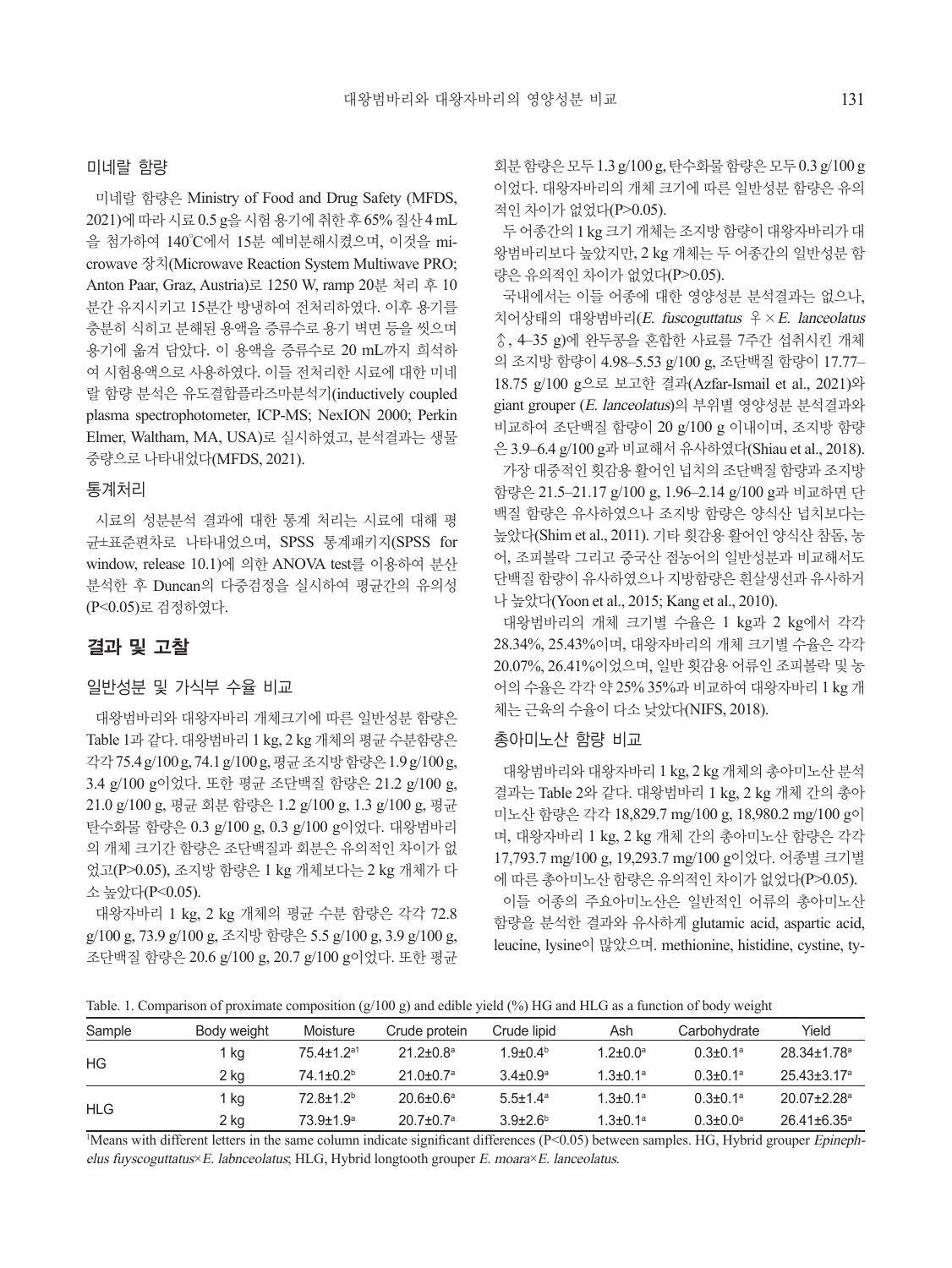### 미네랄 함량

미네랄 함량은 Ministry of Food and Drug Safety (MFDS, 2021)에 따라 시료 0.5 g을 시험 용기에 취한 후 65% 질산 4 mL을 첨가하여 140°C에서 15분 예비분해시켰으며, 이것을 microwave 장치(Microwave Reaction System Multiwave PRO; Anton Paar, Graz, Austria)로 1250 W, ramp 20분 처리 후 10분간 유지시키고 15분간 방냉하여 전처리하였다. 이후 용기를 충분히 식히고 분해된 용액을 증류수로 용기 벽면 등을 씻으며 용기에 옮겨 담았다. 이 용액을 증류수로 20 mL까지 희석하여 시험용액으로 사용하였다. 이들 전처리한 시료에 대한 미네랄 함량 분석은 유도결합플라즈마분석기(inductively coupled plasma spectrophotometer, ICP-MS; NexION 2000; Perkin Elmer, Waltham, MA, USA)로 실시하였고, 분석결과는 생물중량으로 나타내었다(MFDS, 2021).

### 통계처리

시료의 성분분석 결과에 대한 통계 처리는 시료에 대해 평균±표준편차로 나타내었으며, SPSS 통계패키지(SPSS for window, release 10.1)에 의한 ANOVA test를 이용하여 분산분석한 후 Duncan의 다중검정을 실시하여 평균간의 유의성($P<0.05$)로 검정하였다.

## 결과 및 고찰

### 일반성분 및 가식부 수율 비교

대왕범바리와 대왕자바리 개체크기에 따른 일반성분 함량은 Table 1과 같다. 대왕범바리 1 kg, 2 kg 개체의 평균 수분함량은 각각 75.4 g/100 g, 74.1 g/100 g, 평균 조지방 함량은 1.9 g/100 g, 3.4 g/100 g이었다. 또한 평균 조단백질 함량은 21.2 g/100 g, 21.0 g/100 g, 평균 회분 함량은 1.2 g/100 g, 1.3 g/100 g, 평균 탄수화물 함량은 0.3 g/100 g, 0.3 g/100 g이었다. 대왕범바리의 개체 크기간 함량은 조단백질과 회분은 유의적인 차이가 없었고($P>0.05$), 조지방 함량은 1 kg 개체보다는 2 kg 개체가 다소 높았다($P<0.05$).

대왕자바리 1 kg, 2 kg 개체의 평균 수분 함량은 각각 72.8 g/100 g, 73.9 g/100 g, 조지방 함량은 5.5 g/100 g, 3.9 g/100 g, 조단백질 함량은 20.6 g/100 g, 20.7 g/100 g이었다. 또한 평균 회분 함량은 모두 1.3 g/100 g, 탄수화물 함량은 모두 0.3 g/100 g이었다. 대왕자바리의 개체 크기에 따른 일반성분 함량은 유의적인 차이가 없었다($P>0.05$).

두 어종간의 1 kg 크기 개체는 조지방 함량이 대왕자바리가 대왕범바리보다 높았지만, 2 kg 개체는 두 어종간의 일반성분 함량은 유의적인 차이가 없었다($P>0.05$).

국내에서는 이들 어종에 대한 영양성분 분석결과는 없으나, 치어상태의 대왕범바리(*E. fuscoguttatus* ♀×*E. lanceolatus* ♂, 4–35 g)에 완두콩을 혼합한 사료를 7주간 섭취시킨 개체의 조지방 함량이 4.98–5.53 g/100 g, 조단백질 함량이 17.77–18.75 g/100 g으로 보고한 결과(Azfar-Ismail et al., 2021)와 giant grouper (*E. lanceolatus*)의 부위별 영양성분 분석결과와 비교하여 조단백질 함량이 20 g/100 g 이내이며, 조지방 함량은 3.9–6.4 g/100 g과 비교해서 유사하였다(Shiau et al., 2018).

가장 대중적인 횟감용 활어인 넙치의 조단백질 함량과 조지방 함량은 21.5–21.17 g/100 g, 1.96–2.14 g/100 g과 비교하면 단백질 함량은 유사하였으나 조지방 함량은 양식산 넙치보다는 높았다(Shim et al., 2011). 기타 횟감용 활어인 양식산 참돔, 농어, 조피볼락 그리고 중국산 점농어의 일반성분과 비교해서도 단백질 함량이 유사하였으나 지방함량은 흰살생선과 유사하거나 높았다(Yoon et al., 2015; Kang et al., 2010).

대왕범바리의 개체 크기별 수율은 1 kg과 2 kg에서 각각 28.34%, 25.43%이며, 대왕자바리의 개체 크기별 수율은 각각 20.07%, 26.41%이었으며, 일반 횟감용 어류인 조피볼락 및 농어의 수율은 각각 약 25% 35%과 비교하여 대왕자바리 1 kg 개체는 근육의 수율이 다소 낮았다(NIFS, 2018).

### 총아미노산 함량 비교

대왕범바리와 대왕자바리 1 kg, 2 kg 개체의 총아미노산 분석결과는 Table 2와 같다. 대왕범바리 1 kg, 2 kg 개체 간의 총아미노산 함량은 각각 18,829.7 mg/100 g, 18,980.2 mg/100 g이며, 대왕자바리 1 kg, 2 kg 개체 간의 총아미노산 함량은 각각 17,793.7 mg/100 g, 19,293.7 mg/100 g이었다. 어종별 크기별에 따른 총아미노산 함량은 유의적인 차이가 없었다($P>0.05$).

이들 어종의 주요아미노산은 일반적인 어류의 총아미노산 함량을 분석한 결과와 유사하게 glutamic acid, aspartic acid, leucine, lysine이 많았으며. methionine, histidine, cystine, ty-

Table. 1. Comparison of proximate composition (g/100 g) and edible yield (%) HG and HLG as a function of body weight

| Sample | Body weight | Moisture | Crude protein | Crude lipid | Ash | Carbohydrate | Yield |
|---|---|---|---|---|---|---|---|
| HG | 1 kg | 75.4±1.2[a1] | 21.2±0.8[a] | 1.9±0.4[b] | 1.2±0.0[a] | 0.3±0.1[a] | 28.34±1.78[a] |
| | 2 kg | 74.1±0.2[b] | 21.0±0.7[a] | 3.4±0.9[a] | 1.3±0.1[a] | 0.3±0.1[a] | 25.43±3.17[a] |
| HLG | 1 kg | 72.8±1.2[b] | 20.6±0.6[a] | 5.5±1.4[a] | 1.3±0.1[a] | 0.3±0.1[a] | 20.07±2.28[a] |
| | 2 kg | 73.9±1.9[a] | 20.7±0.7[a] | 3.9±2.6[b] | 1.3±0.1[a] | 0.3±0.0[a] | 26.41±6.35[a] |

[1]Means with different letters in the same column indicate significant differences ($P<0.05$) between samples. HG, Hybrid grouper *Epinephelus fuyscoguttatus*×*E. labnceolatus*; HLG, Hybrid longtooth grouper *E. moara*×*E. lanceolatus*.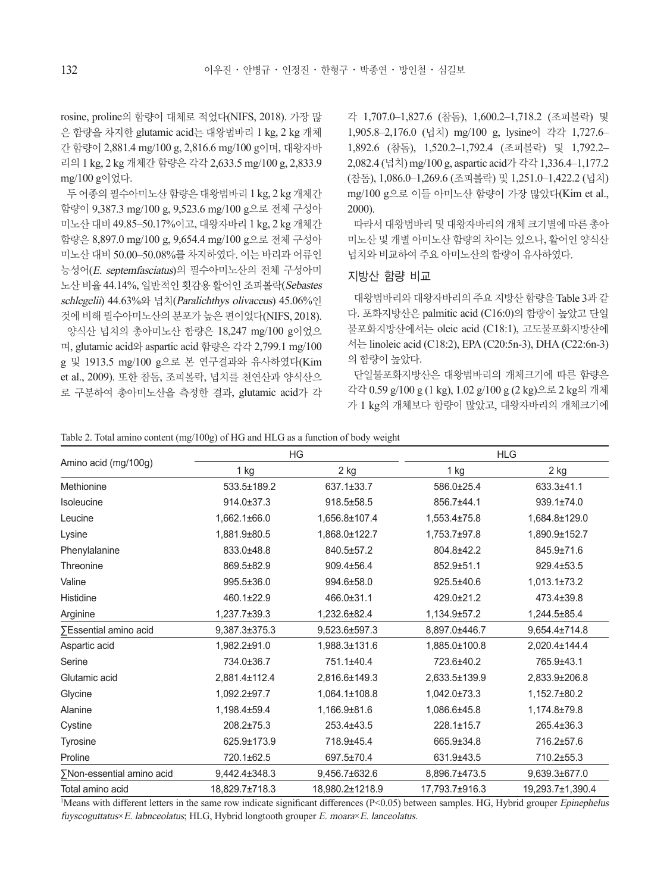rosine, proline의 함량이 대체로 적었다(NIFS, 2018). 가장 많은 함량을 차지한 glutamic acid는 대왕범바리 1 kg, 2 kg 개체간 함량이 2,881.4 mg/100 g, 2,816.6 mg/100 g이며, 대왕자바리의 1 kg, 2 kg 개체간 함량은 각각 2,633.5 mg/100 g, 2,833.9 mg/100 g이었다.

두 어종의 필수아미노산 함량은 대왕범바리 1 kg, 2 kg 개체간 함량이 9,387.3 mg/100 g, 9,523.6 mg/100 g으로 전체 구성아미노산 대비 49.85–50.17%이고, 대왕자바리 1 kg, 2 kg 개체간 함량은 8,897.0 mg/100 g, 9,654.4 mg/100 g으로 전체 구성아미노산 대비 50.00–50.08%를 차지하였다. 이는 바리과 어류인 능성어(*E. septemfasciatus*)의 필수아미노산의 전체 구성아미노산 비율 44.14%, 일반적인 횟감용 활어인 조피볼락(*Sebastes schlegelii*) 44.63%와 넙치(*Paralichthys olivaceus*) 45.06%인 것에 비해 필수아미노산의 분포가 높은 편이었다(NIFS, 2018).

양식산 넙치의 총아미노산 함량은 18,247 mg/100 g이었으며, glutamic acid와 aspartic acid 함량은 각각 2,799.1 mg/100 g 및 1913.5 mg/100 g으로 본 연구결과와 유사하였다(Kim et al., 2009). 또한 참돔, 조피볼락, 넙치를 천연산과 양식산으로 구분하여 총아미노산을 측정한 결과, glutamic acid가 각각 1,707.0–1,827.6 (참돔), 1,600.2–1,718.2 (조피볼락) 및 1,905.8–2,176.0 (넙치) mg/100 g, lysine이 각각 1,727.6–1,892.6 (참돔), 1,520.2–1,792.4 (조피볼락) 및 1,792.2–2,082.4 (넙치) mg/100 g, aspartic acid가 각각 1,336.4–1,177.2 (참돔), 1,086.0–1,269.6 (조피볼락) 및 1,251.0–1,422.2 (넙치) mg/100 g으로 이들 아미노산 함량이 가장 많았다(Kim et al., 2000).

따라서 대왕범바리 및 대왕자바리의 개체 크기별에 따른 총아미노산 및 개별 아미노산 함량의 차이는 있으나, 활어인 양식산 넙치와 비교하여 주요 아미노산의 함량이 유사하였다.

## 지방산 함량 비교

대왕범바리와 대왕자바리의 주요 지방산 함량을 Table 3과 같다. 포화지방산은 palmitic acid (C16:0)의 함량이 높았고 단일불포화지방산에서는 oleic acid (C18:1), 고도불포화지방산에서는 linoleic acid (C18:2), EPA (C20:5n-3), DHA (C22:6n-3)의 함량이 높았다.

단일불포화지방산은 대왕범바리의 개체크기에 따른 함량은 각각 0.59 g/100 g (1 kg), 1.02 g/100 g (2 kg)으로 2 kg의 개체가 1 kg의 개체보다 함량이 많았고, 대왕자바리의 개체크기에

Table 2. Total amino content (mg/100g) of HG and HLG as a function of body weight

| Amino acid (mg/100g) | HG | | HLG | |
|---|---|---|---|---|
| | 1 kg | 2 kg | 1 kg | 2 kg |
| Methionine | 533.5±189.2 | 637.1±33.7 | 586.0±25.4 | 633.3±41.1 |
| Isoleucine | 914.0±37.3 | 918.5±58.5 | 856.7±44.1 | 939.1±74.0 |
| Leucine | 1,662.1±66.0 | 1,656.8±107.4 | 1,553.4±75.8 | 1,684.8±129.0 |
| Lysine | 1,881.9±80.5 | 1,868.0±122.7 | 1,753.7±97.8 | 1,890.9±152.7 |
| Phenylalanine | 833.0±48.8 | 840.5±57.2 | 804.8±42.2 | 845.9±71.6 |
| Threonine | 869.5±82.9 | 909.4±56.4 | 852.9±51.1 | 929.4±53.5 |
| Valine | 995.5±36.0 | 994.6±58.0 | 925.5±40.6 | 1,013.1±73.2 |
| Histidine | 460.1±22.9 | 466.0±31.1 | 429.0±21.2 | 473.4±39.8 |
| Arginine | 1,237.7±39.3 | 1,232.6±82.4 | 1,134.9±57.2 | 1,244.5±85.4 |
| ∑Essential amino acid | 9,387.3±375.3 | 9,523.6±597.3 | 8,897.0±446.7 | 9,654.4±714.8 |
| Aspartic acid | 1,982.2±91.0 | 1,988.3±131.6 | 1,885.0±100.8 | 2,020.4±144.4 |
| Serine | 734.0±36.7 | 751.1±40.4 | 723.6±40.2 | 765.9±43.1 |
| Glutamic acid | 2,881.4±112.4 | 2,816.6±149.3 | 2,633.5±139.9 | 2,833.9±206.8 |
| Glycine | 1,092.2±97.7 | 1,064.1±108.8 | 1,042.0±73.3 | 1,152.7±80.2 |
| Alanine | 1,198.4±59.4 | 1,166.9±81.6 | 1,086.6±45.8 | 1,174.8±79.8 |
| Cystine | 208.2±75.3 | 253.4±43.5 | 228.1±15.7 | 265.4±36.3 |
| Tyrosine | 625.9±173.9 | 718.9±45.4 | 665.9±34.8 | 716.2±57.6 |
| Proline | 720.1±62.5 | 697.5±70.4 | 631.9±43.5 | 710.2±55.3 |
| ∑Non-essential amino acid | 9,442.4±348.3 | 9,456.7±632.6 | 8,896.7±473.5 | 9,639.3±677.0 |
| Total amino acid | 18,829.7±718.3 | 18,980.2±1218.9 | 17,793.7±916.3 | 19,293.7±1,390.4 |

[1]Means with different letters in the same row indicate significant differences ($P<0.05$) between samples. HG, Hybrid grouper *Epinephelus fuyscoguttatus*×*E. labnceolatus*; HLG, Hybrid longtooth grouper *E. moara*×*E. lanceolatus*.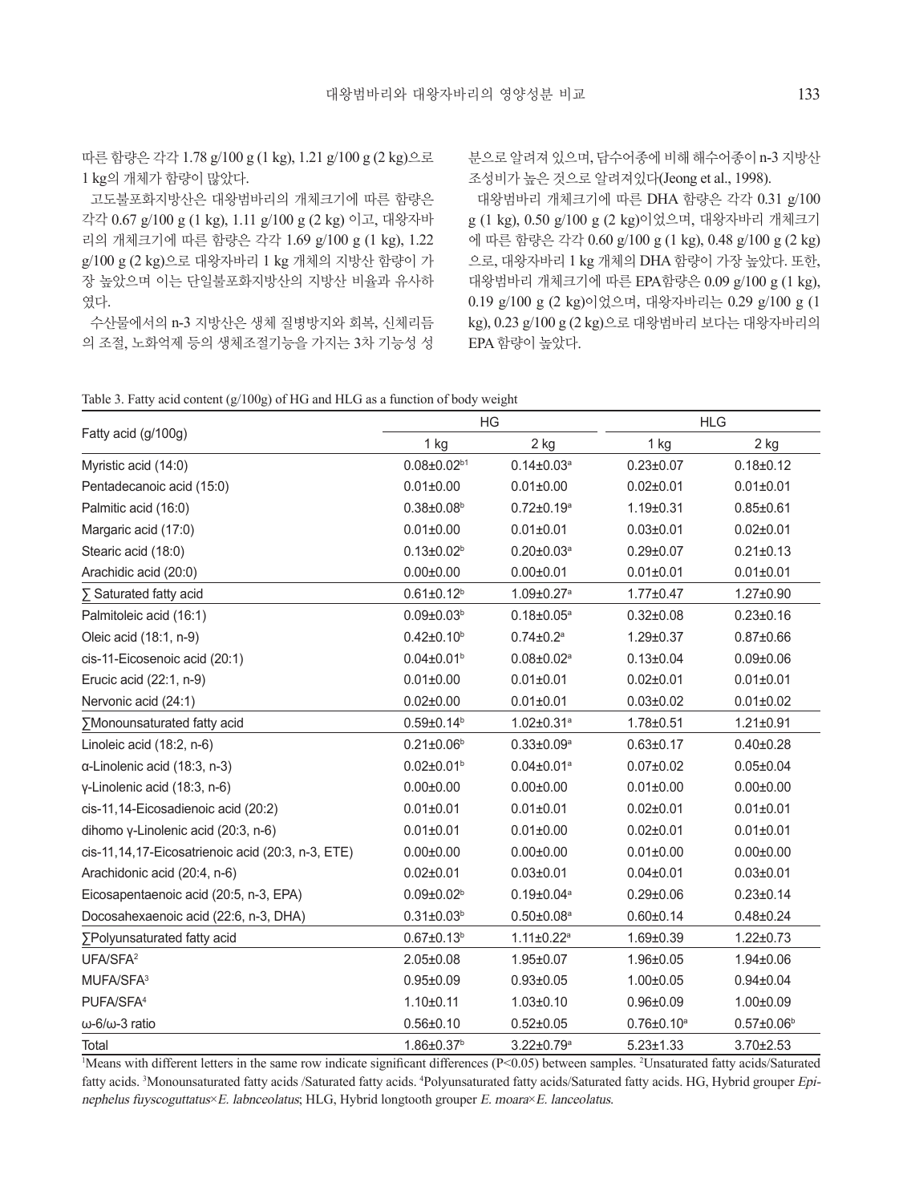따른 함량은 각각 1.78 g/100 g (1 kg), 1.21 g/100 g (2 kg)으로 1 kg의 개체가 함량이 많았다.

고도불포화지방산은 대왕범바리의 개체크기에 따른 함량은 각각 0.67 g/100 g (1 kg), 1.11 g/100 g (2 kg) 이고, 대왕자바리의 개체크기에 따른 함량은 각각 1.69 g/100 g (1 kg), 1.22 g/100 g (2 kg)으로 대왕자바리 1 kg 개체의 지방산 함량이 가장 높았으며 이는 단일불포화지방산의 지방산 비율과 유사하였다.

수산물에서의 n-3 지방산은 생체 질병방지와 회복, 신체리듬의 조절, 노화억제 등의 생체조절기능을 가지는 3차 기능성 성분으로 알려져 있으며, 담수어종에 비해 해수어종이 n-3 지방산 조성비가 높은 것으로 알려져있다(Jeong et al., 1998).

대왕범바리 개체크기에 따른 DHA 함량은 각각 0.31 g/100 g (1 kg), 0.50 g/100 g (2 kg)이었으며, 대왕자바리 개체크기에 따른 함량은 각각 0.60 g/100 g (1 kg), 0.48 g/100 g (2 kg)으로, 대왕자바리 1 kg 개체의 DHA 함량이 가장 높았다. 또한, 대왕범바리 개체크기에 따른 EPA함량은 0.09 g/100 g (1 kg), 0.19 g/100 g (2 kg)이었으며, 대왕자바리는 0.29 g/100 g (1 kg), 0.23 g/100 g (2 kg)으로 대왕범바리 보다는 대왕자바리의 EPA 함량이 높았다.

Table 3. Fatty acid content (g/100g) of HG and HLG as a function of body weight

| Fatty acid (g/100g) | HG | | HLG | |
|---|---|---|---|---|
| | 1 kg | 2 kg | 1 kg | 2 kg |
| Myristic acid (14:0) | 0.08±0.02[b1] | 0.14±0.03[a] | 0.23±0.07 | 0.18±0.12 |
| Pentadecanoic acid (15:0) | 0.01±0.00 | 0.01±0.00 | 0.02±0.01 | 0.01±0.01 |
| Palmitic acid (16:0) | 0.38±0.08[b] | 0.72±0.19[a] | 1.19±0.31 | 0.85±0.61 |
| Margaric acid (17:0) | 0.01±0.00 | 0.01±0.01 | 0.03±0.01 | 0.02±0.01 |
| Stearic acid (18:0) | 0.13±0.02[b] | 0.20±0.03[a] | 0.29±0.07 | 0.21±0.13 |
| Arachidic acid (20:0) | 0.00±0.00 | 0.00±0.01 | 0.01±0.01 | 0.01±0.01 |
| ∑ Saturated fatty acid | 0.61±0.12[b] | 1.09±0.27[a] | 1.77±0.47 | 1.27±0.90 |
| Palmitoleic acid (16:1) | 0.09±0.03[b] | 0.18±0.05[a] | 0.32±0.08 | 0.23±0.16 |
| Oleic acid (18:1, n-9) | 0.42±0.10[b] | 0.74±0.2[a] | 1.29±0.37 | 0.87±0.66 |
| cis-11-Eicosenoic acid (20:1) | 0.04±0.01[b] | 0.08±0.02[a] | 0.13±0.04 | 0.09±0.06 |
| Erucic acid (22:1, n-9) | 0.01±0.00 | 0.01±0.01 | 0.02±0.01 | 0.01±0.01 |
| Nervonic acid (24:1) | 0.02±0.00 | 0.01±0.01 | 0.03±0.02 | 0.01±0.02 |
| ∑Monounsaturated fatty acid | 0.59±0.14[b] | 1.02±0.31[a] | 1.78±0.51 | 1.21±0.91 |
| Linoleic acid (18:2, n-6) | 0.21±0.06[b] | 0.33±0.09[a] | 0.63±0.17 | 0.40±0.28 |
| α-Linolenic acid (18:3, n-3) | 0.02±0.01[b] | 0.04±0.01[a] | 0.07±0.02 | 0.05±0.04 |
| γ-Linolenic acid (18:3, n-6) | 0.00±0.00 | 0.00±0.00 | 0.01±0.00 | 0.00±0.00 |
| cis-11,14-Eicosadienoic acid (20:2) | 0.01±0.01 | 0.01±0.01 | 0.02±0.01 | 0.01±0.01 |
| dihomo γ-Linolenic acid (20:3, n-6) | 0.01±0.01 | 0.01±0.00 | 0.02±0.01 | 0.01±0.01 |
| cis-11,14,17-Eicosatrienoic acid (20:3, n-3, ETE) | 0.00±0.00 | 0.00±0.00 | 0.01±0.00 | 0.00±0.00 |
| Arachidonic acid (20:4, n-6) | 0.02±0.01 | 0.03±0.01 | 0.04±0.01 | 0.03±0.01 |
| Eicosapentaenoic acid (20:5, n-3, EPA) | 0.09±0.02[b] | 0.19±0.04[a] | 0.29±0.06 | 0.23±0.14 |
| Docosahexaenoic acid (22:6, n-3, DHA) | 0.31±0.03[b] | 0.50±0.08[a] | 0.60±0.14 | 0.48±0.24 |
| ∑Polyunsaturated fatty acid | 0.67±0.13[b] | 1.11±0.22[a] | 1.69±0.39 | 1.22±0.73 |
| UFA/SFA[2] | 2.05±0.08 | 1.95±0.07 | 1.96±0.05 | 1.94±0.06 |
| MUFA/SFA[3] | 0.95±0.09 | 0.93±0.05 | 1.00±0.05 | 0.94±0.04 |
| PUFA/SFA[4] | 1.10±0.11 | 1.03±0.10 | 0.96±0.09 | 1.00±0.09 |
| ω-6/ω-3 ratio | 0.56±0.10 | 0.52±0.05 | 0.76±0.10[a] | 0.57±0.06[b] |
| Total | 1.86±0.37[b] | 3.22±0.79[a] | 5.23±1.33 | 3.70±2.53 |

[1]Means with different letters in the same row indicate significant differences ($P<0.05$) between samples. [2]Unsaturated fatty acids/Saturated fatty acids. [3]Monounsaturated fatty acids /Saturated fatty acids. [4]Polyunsaturated fatty acids/Saturated fatty acids. HG, Hybrid grouper *Epinephelus fuyscoguttatus×E. labnceolatus*; HLG, Hybrid longtooth grouper *E. moara×E. lanceolatus*.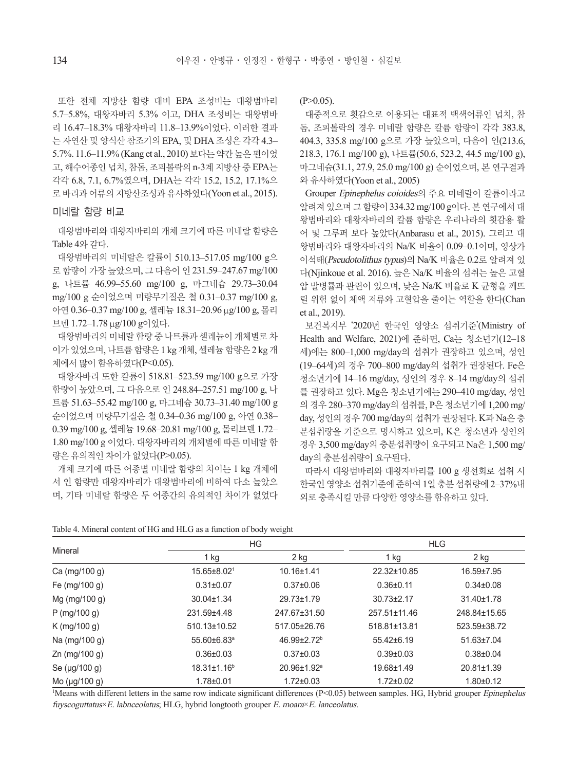또한 전체 지방산 함량 대비 EPA 조성비는 대왕범바리 5.7–5.8%, 대왕자바리 5.3% 이고, DHA 조성비는 대왕범바리 16.47–18.3% 대왕자바리 11.8–13.9%이었다. 이러한 결과는 자연산 및 양식산 참조기의 EPA, 및 DHA 조성은 각각 4.3–5.7%. 11.6–11.9% (Kang et al., 2010) 보다는 약간 높은 편이었고, 해수어종인 넙치, 참돔, 조피볼락의 n-3계 지방산 중 EPA는 각각 6.8, 7.1, 6.7%였으며, DHA는 각각 15.2, 15.2, 17.1%으로 바리과 어류의 지방산조성과 유사하였다(Yoon et al., 2015).

## 미네랄 함량 비교

대왕범바리와 대왕자바리의 개체 크기에 따른 미네랄 함량은 Table 4와 같다.

대왕범바리의 미네랄은 칼륨이 510.13–517.05 mg/100 g으로 함량이 가장 높았으며, 그 다음이 인 231.59–247.67 mg/100 g, 나트륨 46.99–55.60 mg/100 g, 마그네슘 29.73–30.04 mg/100 g 순이었으며 미량무기질은 철 0.31–0.37 mg/100 g, 아연 0.36–0.37 mg/100 g, 셀레늄 18.31–20.96 μg/100 g, 몰리브덴 1.72–1.78 μg/100 g이었다.

대왕범바리의 미네랄 함량 중 나트륨과 셀레늄이 개체별로 차이가 있었으며, 나트륨 함량은 1 kg 개체, 셀레늄 함량은 2 kg 개체에서 많이 함유하였다(P<0.05).

대왕자바리 또한 칼륨이 518.81–523.59 mg/100 g으로 가장 함량이 높았으며, 그 다음으로 인 248.84–257.51 mg/100 g, 나트륨 51.63–55.42 mg/100 g, 마그네슘 30.73–31.40 mg/100 g 순이었으며 미량무기질은 철 0.34–0.36 mg/100 g, 아연 0.38–0.39 mg/100 g, 셀레늄 19.68–20.81 mg/100 g, 몰리브덴 1.72–1.80 mg/100 g 이었다. 대왕자바리의 개체별에 따른 미네랄 함량은 유의적인 차이가 없었다(P>0.05).

개체 크기에 따른 어종별 미네랄 함량의 차이는 1 kg 개체에서 인 함량만 대왕자바리가 대왕범바리에 비하여 다소 높았으며, 기타 미네랄 함량은 두 어종간의 유의적인 차이가 없었다(P>0.05).

대중적으로 횟감으로 이용되는 대표적 백색어류인 넙치, 참돔, 조피볼락의 경우 미네랄 함량은 칼륨 함량이 각각 383.8, 404.3, 335.8 mg/100 g으로 가장 높았으며, 다음이 인(213.6, 218.3, 176.1 mg/100 g), 나트륨(50.6, 523.2, 44.5 mg/100 g), 마그네슘(31.1, 27.9, 25.0 mg/100 g) 순이었으며, 본 연구결과와 유사하였다(Yoon et al., 2005)

Grouper *Epinephelus coioides*의 주요 미네랄이 칼륨이라고 알려져 있으며 그 함량이 334.32 mg/100 g이다. 본 연구에서 대왕범바리와 대왕자바리의 칼륨 함량은 우리나라의 횟감용 활어 및 그루퍼 보다 높았다(Anbarasu et al., 2015). 그리고 대왕범바리와 대왕자바리의 Na/K 비율이 0.09–0.1이며, 영상가이석태(*Pseudotolithus typus*)의 Na/K 비율은 0.2로 알려져 있다(Njinkoue et al. 2016). 높은 Na/K 비율의 섭취는 높은 고혈압 발병률과 관련이 있으며, 낮은 Na/K 비율로 K 균형을 깨뜨릴 위험 없이 체액 저류와 고혈압을 줄이는 역할을 한다(Chan et al., 2019).

보건복지부 '2020년 한국인 영양소 섭취기준'(Ministry of Health and Welfare, 2021)에 준하면, Ca는 청소년기(12–18세)에는 800–1,000 mg/day의 섭취가 권장하고 있으며, 성인(19–64세)의 경우 700–800 mg/day의 섭취가 권장된다. Fe은 청소년기에 14–16 mg/day, 성인의 경우 8–14 mg/day의 섭취를 권장하고 있다. Mg은 청소년기에는 290–410 mg/day, 성인의 경우 280–370 mg/day의 섭취를, P은 청소년기에 1,200 mg/day, 성인의 경우 700 mg/day의 섭취가 권장된다. K과 Na은 충분섭취량을 기준으로 명시하고 있으며, K은 청소년과 성인의 경우 3,500 mg/day의 충분섭취량이 요구되고 Na은 1,500 mg/day의 충분섭취량이 요구된다.

따라서 대왕범바리와 대왕자바리를 100 g 생선회로 섭취 시 한국인 영양소 섭취기준에 준하여 1일 충분 섭취량에 2–37%내외로 충족시킬 만큼 다양한 영양소를 함유하고 있다.

Table 4. Mineral content of HG and HLG as a function of body weight

| Mineral | HG | | HLG | |
|---|---|---|---|---|
| | 1 kg | 2 kg | 1 kg | 2 kg |
| Ca (mg/100 g) | 15.65±8.02[1] | 10.16±1.41 | 22.32±10.85 | 16.59±7.95 |
| Fe (mg/100 g) | 0.31±0.07 | 0.37±0.06 | 0.36±0.11 | 0.34±0.08 |
| Mg (mg/100 g) | 30.04±1.34 | 29.73±1.79 | 30.73±2.17 | 31.40±1.78 |
| P (mg/100 g) | 231.59±4.48 | 247.67±31.50 | 257.51±11.46 | 248.84±15.65 |
| K (mg/100 g) | 510.13±10.52 | 517.05±26.76 | 518.81±13.81 | 523.59±38.72 |
| Na (mg/100 g) | 55.60±6.83[a] | 46.99±2.72[b] | 55.42±6.19 | 51.63±7.04 |
| Zn (mg/100 g) | 0.36±0.03 | 0.37±0.03 | 0.39±0.03 | 0.38±0.04 |
| Se (μg/100 g) | 18.31±1.16[b] | 20.96±1.92[a] | 19.68±1.49 | 20.81±1.39 |
| Mo (μg/100 g) | 1.78±0.01 | 1.72±0.03 | 1.72±0.02 | 1.80±0.12 |

[1]Means with different letters in the same row indicate significant differences (P<0.05) between samples. HG, Hybrid grouper *Epinephelus fuyscoguttatus*×*E. labnceolatus*; HLG, hybrid longtooth grouper *E. moara*×*E. lanceolatus*.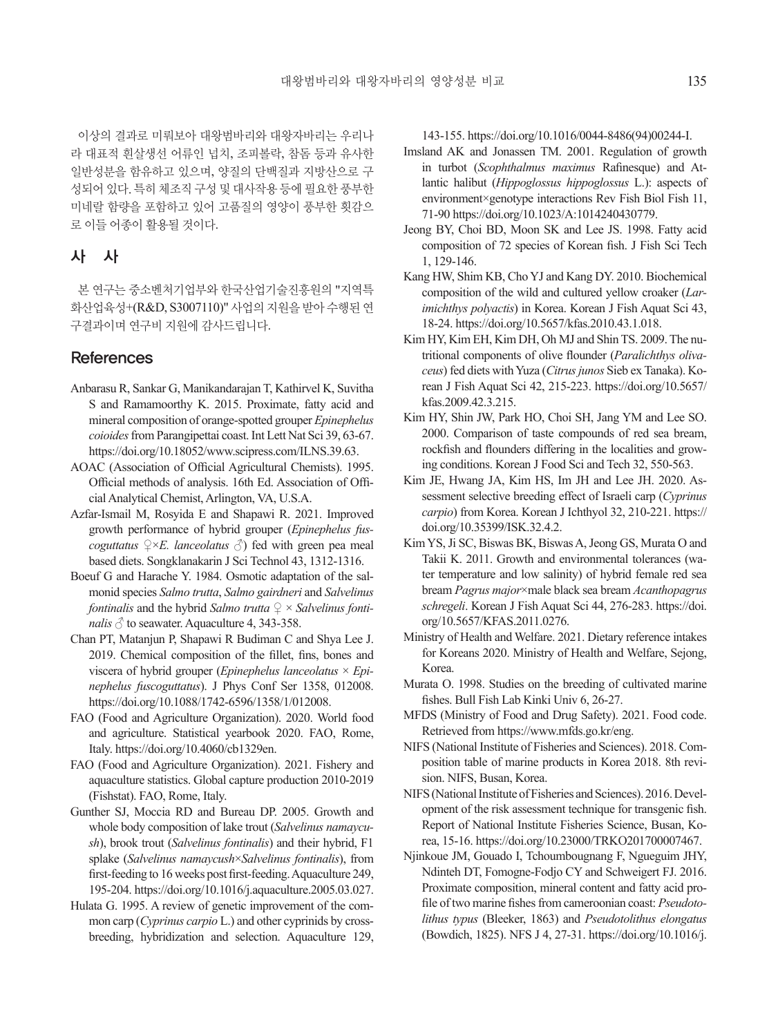이상의 결과로 미뤄보아 대왕범바리와 대왕자바리는 우리나라 대표적 흰살생선 어류인 넙치, 조피볼락, 참돔 등과 유사한 일반성분을 함유하고 있으며, 양질의 단백질과 지방산으로 구성되어 있다. 특히 체조직 구성 및 대사작용 등에 필요한 풍부한 미네랄 함량을 포함하고 있어 고품질의 영양이 풍부한 횟감으로 이들 어종이 활용될 것이다.

## 사　사

본 연구는 중소벤처기업부와 한국산업기술진흥원의 "지역특화산업육성+(R&D, S3007110)" 사업의 지원을 받아 수행된 연구결과이며 연구비 지원에 감사드립니다.

## References

Anbarasu R, Sankar G, Manikandarajan T, Kathirvel K, Suvitha S and Ramamoorthy K. 2015. Proximate, fatty acid and mineral composition of orange-spotted grouper *Epinephelus coioides* from Parangipettai coast. Int Lett Nat Sci 39, 63-67. https://doi.org/10.18052/www.scipress.com/ILNS.39.63.

AOAC (Association of Official Agricultural Chemists). 1995. Official methods of analysis. 16th Ed. Association of Official Analytical Chemist, Arlington, VA, U.S.A.

Azfar-Ismail M, Rosyida E and Shapawi R. 2021. Improved growth performance of hybrid grouper (*Epinephelus fuscoguttatus* ♀×*E. lanceolatus* ♂) fed with green pea meal based diets. Songklanakarin J Sci Technol 43, 1312-1316.

Boeuf G and Harache Y. 1984. Osmotic adaptation of the salmonid species *Salmo trutta*, *Salmo gairdneri* and *Salvelinus fontinalis* and the hybrid *Salmo trutta* ♀ × *Salvelinus fontinalis* ♂ to seawater. Aquaculture 4, 343-358.

Chan PT, Matanjun P, Shapawi R Budiman C and Shya Lee J. 2019. Chemical composition of the fillet, fins, bones and viscera of hybrid grouper (*Epinephelus lanceolatus* × *Epinephelus fuscoguttatus*). J Phys Conf Ser 1358, 012008. https://doi.org/10.1088/1742-6596/1358/1/012008.

FAO (Food and Agriculture Organization). 2020. World food and agriculture. Statistical yearbook 2020. FAO, Rome, Italy. https://doi.org/10.4060/cb1329en.

FAO (Food and Agriculture Organization). 2021. Fishery and aquaculture statistics. Global capture production 2010-2019 (Fishstat). FAO, Rome, Italy.

Gunther SJ, Moccia RD and Bureau DP. 2005. Growth and whole body composition of lake trout (*Salvelinus namaycush*), brook trout (*Salvelinus fontinalis*) and their hybrid, F1 splake (*Salvelinus namaycush*×*Salvelinus fontinalis*), from first-feeding to 16 weeks post first-feeding. Aquaculture 249, 195-204. https://doi.org/10.1016/j.aquaculture.2005.03.027.

Hulata G. 1995. A review of genetic improvement of the common carp (*Cyprinus carpio* L.) and other cyprinids by crossbreeding, hybridization and selection. Aquaculture 129, 143-155. https://doi.org/10.1016/0044-8486(94)00244-I.

Imsland AK and Jonassen TM. 2001. Regulation of growth in turbot (*Scophthalmus maximus* Rafinesque) and Atlantic halibut (*Hippoglossus hippoglossus* L.): aspects of environment×genotype interactions Rev Fish Biol Fish 11, 71-90 https://doi.org/10.1023/A:1014240430779.

Jeong BY, Choi BD, Moon SK and Lee JS. 1998. Fatty acid composition of 72 species of Korean fish. J Fish Sci Tech 1, 129-146.

Kang HW, Shim KB, Cho YJ and Kang DY. 2010. Biochemical composition of the wild and cultured yellow croaker (*Larimichthys polyactis*) in Korea. Korean J Fish Aquat Sci 43, 18-24. https://doi.org/10.5657/kfas.2010.43.1.018.

Kim HY, Kim EH, Kim DH, Oh MJ and Shin TS. 2009. The nutritional components of olive flounder (*Paralichthys olivaceus*) fed diets with Yuza (*Citrus junos* Sieb ex Tanaka). Korean J Fish Aquat Sci 42, 215-223. https://doi.org/10.5657/kfas.2009.42.3.215.

Kim HY, Shin JW, Park HO, Choi SH, Jang YM and Lee SO. 2000. Comparison of taste compounds of red sea bream, rockfish and flounders differing in the localities and growing conditions. Korean J Food Sci and Tech 32, 550-563.

Kim JE, Hwang JA, Kim HS, Im JH and Lee JH. 2020. Assessment selective breeding effect of Israeli carp (*Cyprinus carpio*) from Korea. Korean J Ichthyol 32, 210-221. https://doi.org/10.35399/ISK.32.4.2.

Kim YS, Ji SC, Biswas BK, Biswas A, Jeong GS, Murata O and Takii K. 2011. Growth and environmental tolerances (water temperature and low salinity) of hybrid female red sea bream *Pagrus major*×male black sea bream *Acanthopagrus schregeli*. Korean J Fish Aquat Sci 44, 276-283. https://doi.org/10.5657/KFAS.2011.0276.

Ministry of Health and Welfare. 2021. Dietary reference intakes for Koreans 2020. Ministry of Health and Welfare, Sejong, Korea.

Murata O. 1998. Studies on the breeding of cultivated marine fishes. Bull Fish Lab Kinki Univ 6, 26-27.

MFDS (Ministry of Food and Drug Safety). 2021. Food code. Retrieved from https://www.mfds.go.kr/eng.

NIFS (National Institute of Fisheries and Sciences). 2018. Composition table of marine products in Korea 2018. 8th revision. NIFS, Busan, Korea.

NIFS (National Institute of Fisheries and Sciences). 2016. Development of the risk assessment technique for transgenic fish. Report of National Institute Fisheries Science, Busan, Korea, 15-16. https://doi.org/10.23000/TRKO201700007467.

Njinkoue JM, Gouado I, Tchoumbougnang F, Ngueguim JHY, Ndinteh DT, Fomogne-Fodjo CY and Schweigert FJ. 2016. Proximate composition, mineral content and fatty acid profile of two marine fishes from cameroonian coast: *Pseudotolithus typus* (Bleeker, 1863) and *Pseudotolithus elongatus* (Bowdich, 1825). NFS J 4, 27-31. https://doi.org/10.1016/j.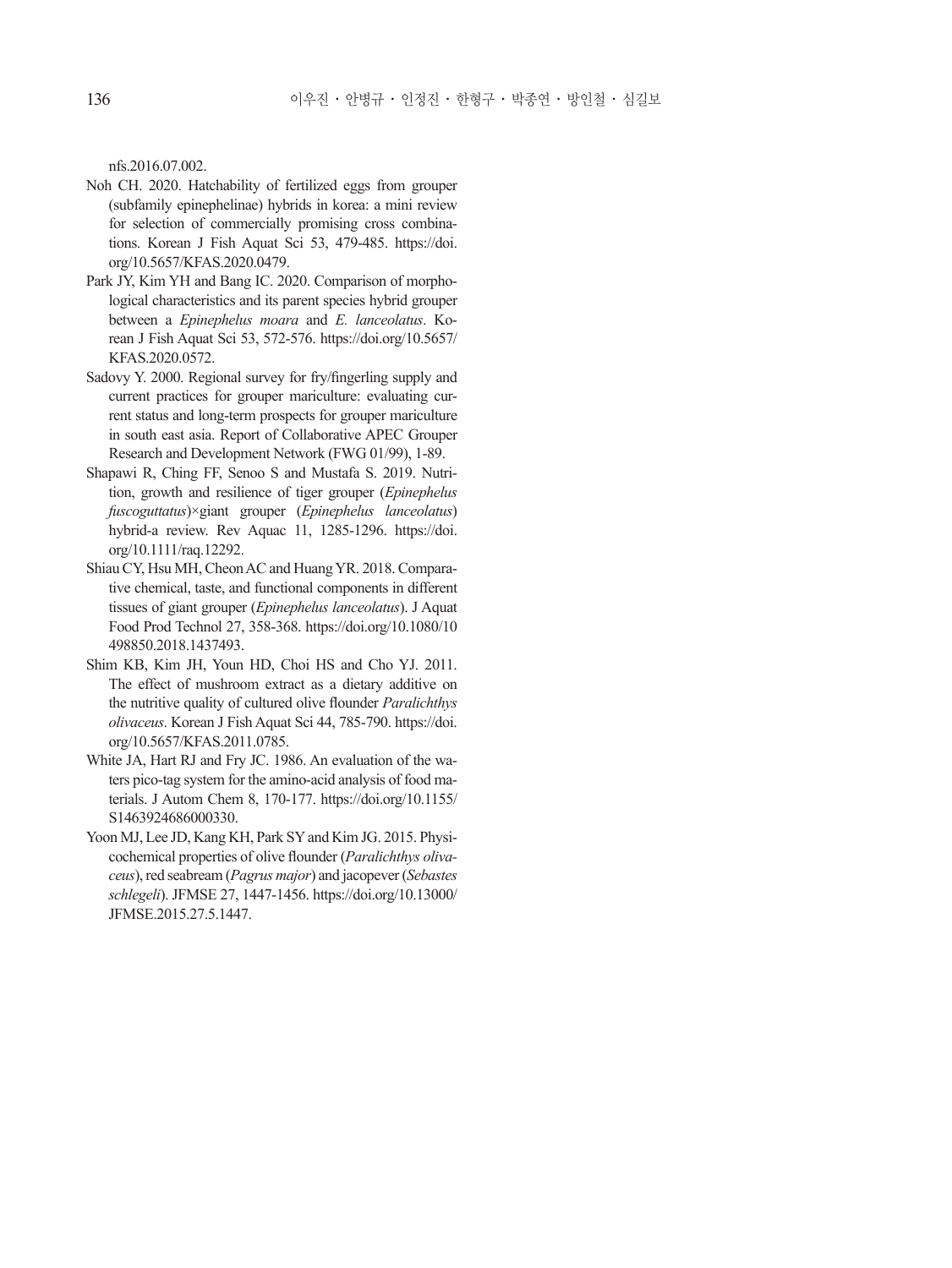nfs.2016.07.002.

Noh CH. 2020. Hatchability of fertilized eggs from grouper (subfamily epinephelinae) hybrids in korea: a mini review for selection of commercially promising cross combinations. Korean J Fish Aquat Sci 53, 479-485. https://doi.org/10.5657/KFAS.2020.0479.

Park JY, Kim YH and Bang IC. 2020. Comparison of morphological characteristics and its parent species hybrid grouper between a *Epinephelus moara* and *E. lanceolatus*. Korean J Fish Aquat Sci 53, 572-576. https://doi.org/10.5657/KFAS.2020.0572.

Sadovy Y. 2000. Regional survey for fry/fingerling supply and current practices for grouper mariculture: evaluating current status and long-term prospects for grouper mariculture in south east asia. Report of Collaborative APEC Grouper Research and Development Network (FWG 01/99), 1-89.

Shapawi R, Ching FF, Senoo S and Mustafa S. 2019. Nutrition, growth and resilience of tiger grouper (*Epinephelus fuscoguttatus*)×giant grouper (*Epinephelus lanceolatus*) hybrid-a review. Rev Aquac 11, 1285-1296. https://doi.org/10.1111/raq.12292.

Shiau CY, Hsu MH, Cheon AC and Huang YR. 2018. Comparative chemical, taste, and functional components in different tissues of giant grouper (*Epinephelus lanceolatus*). J Aquat Food Prod Technol 27, 358-368. https://doi.org/10.1080/10498850.2018.1437493.

Shim KB, Kim JH, Youn HD, Choi HS and Cho YJ. 2011. The effect of mushroom extract as a dietary additive on the nutritive quality of cultured olive flounder *Paralichthys olivaceus*. Korean J Fish Aquat Sci 44, 785-790. https://doi.org/10.5657/KFAS.2011.0785.

White JA, Hart RJ and Fry JC. 1986. An evaluation of the waters pico-tag system for the amino-acid analysis of food materials. J Autom Chem 8, 170-177. https://doi.org/10.1155/S1463924686000330.

Yoon MJ, Lee JD, Kang KH, Park SY and Kim JG. 2015. Physicochemical properties of olive flounder (*Paralichthys olivaceus*), red seabream (*Pagrus major*) and jacopever (*Sebastes schlegeli*). JFMSE 27, 1447-1456. https://doi.org/10.13000/JFMSE.2015.27.5.1447.